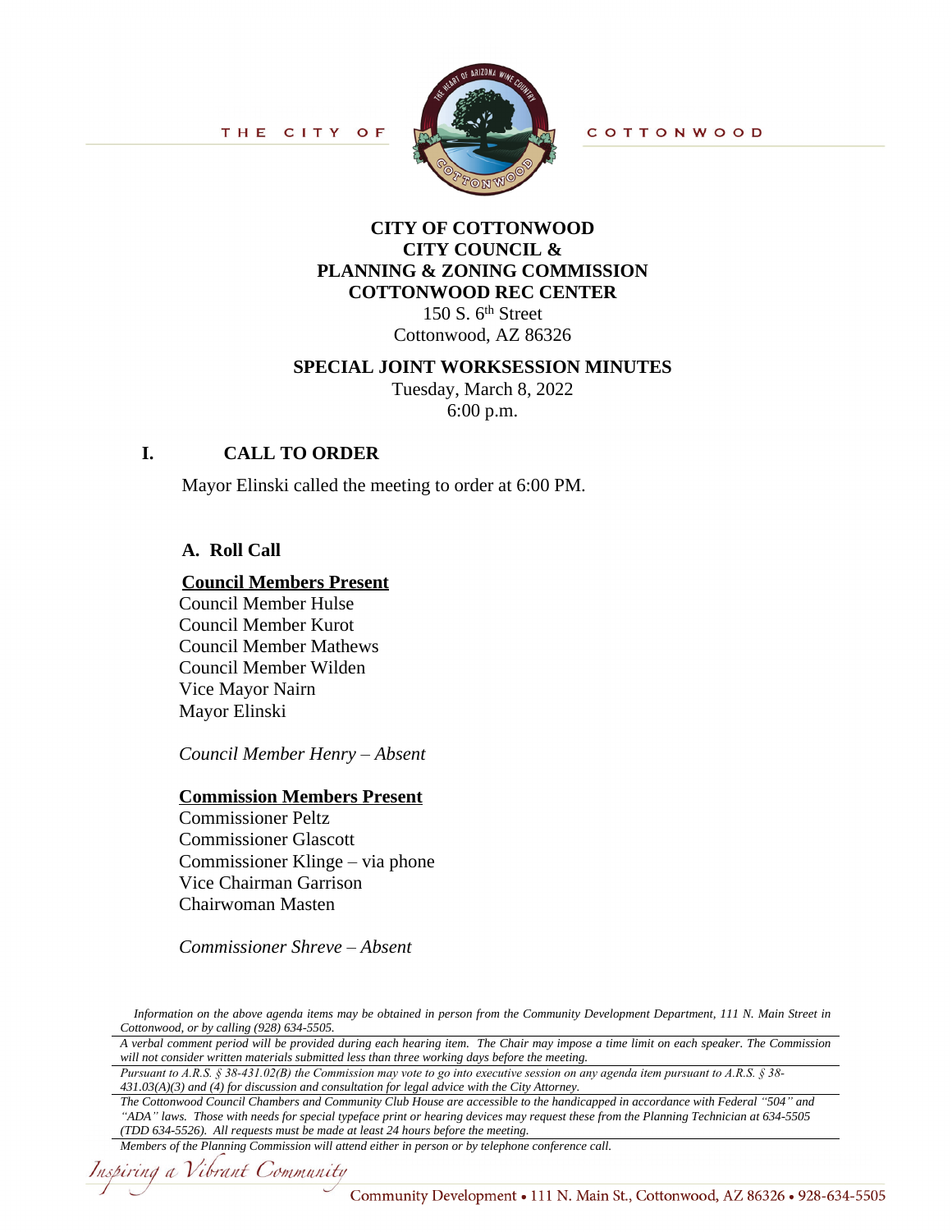THE CITY OF COTTONWOOD

**CITY OF COTTONWOOD**
**CITY COUNCIL &**
**PLANNING & ZONING COMMISSION**
**COTTONWOOD REC CENTER**
150 S. 6th Street
Cottonwood, AZ 86326

**SPECIAL JOINT WORKSESSION MINUTES**
Tuesday, March 8, 2022
6:00 p.m.

## I. CALL TO ORDER

Mayor Elinski called the meeting to order at 6:00 PM.

### A. Roll Call

**Council Members Present**

Council Member Hulse
Council Member Kurot
Council Member Mathews
Council Member Wilden
Vice Mayor Nairn
Mayor Elinski

*Council Member Henry – Absent*

**Commission Members Present**

Commissioner Peltz
Commissioner Glascott
Commissioner Klinge – via phone
Vice Chairman Garrison
Chairwoman Masten

*Commissioner Shreve – Absent*

*Information on the above agenda items may be obtained in person from the Community Development Department, 111 N. Main Street in Cottonwood, or by calling (928) 634-5505.*

*A verbal comment period will be provided during each hearing item. The Chair may impose a time limit on each speaker. The Commission will not consider written materials submitted less than three working days before the meeting.*

*Pursuant to A.R.S. § 38-431.02(B) the Commission may vote to go into executive session on any agenda item pursuant to A.R.S. § 38-431.03(A)(3) and (4) for discussion and consultation for legal advice with the City Attorney.*

*The Cottonwood Council Chambers and Community Club House are accessible to the handicapped in accordance with Federal "504" and "ADA" laws. Those with needs for special typeface print or hearing devices may request these from the Planning Technician at 634-5505 (TDD 634-5526). All requests must be made at least 24 hours before the meeting.*

*Members of the Planning Commission will attend either in person or by telephone conference call.*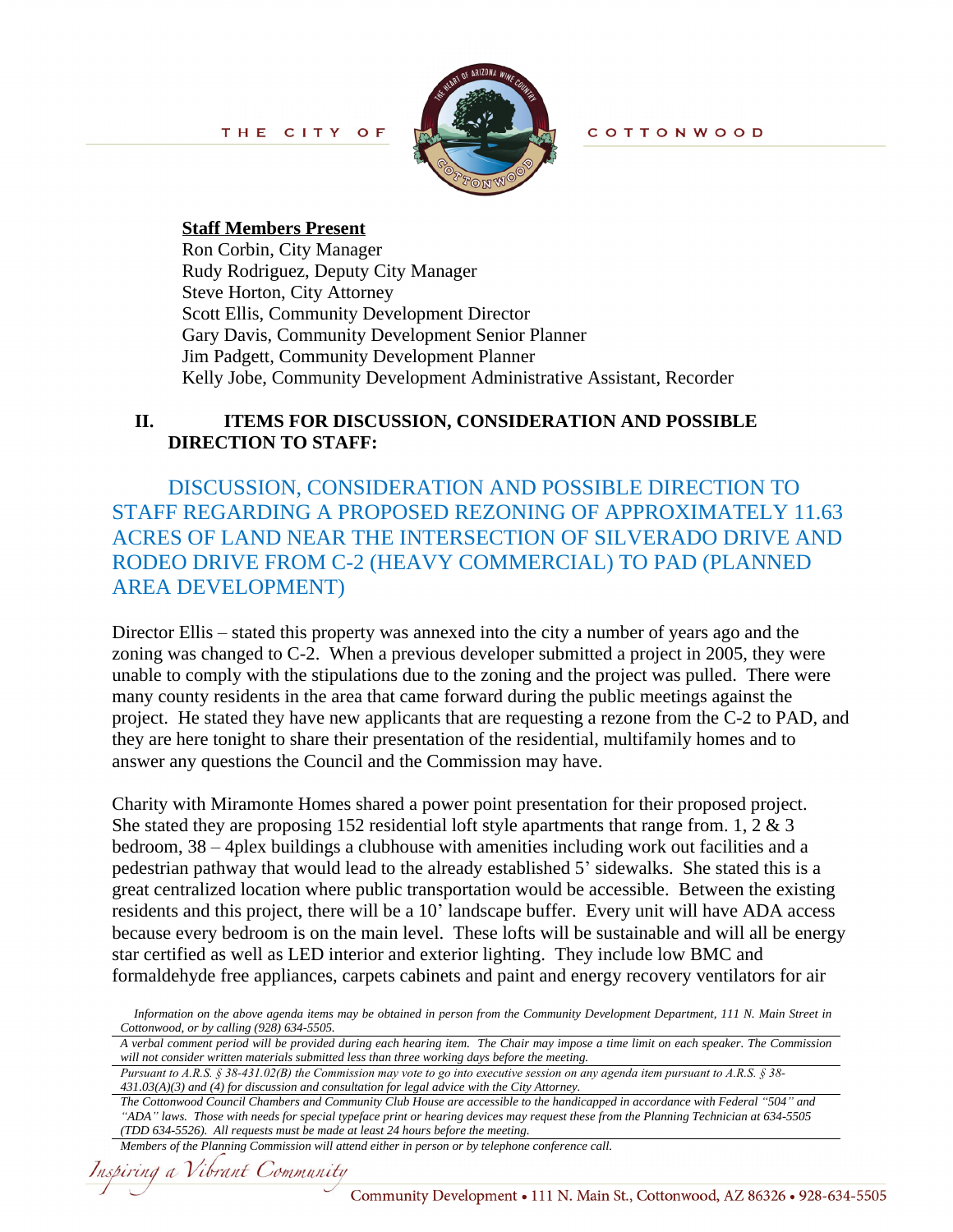**Staff Members Present**

Ron Corbin, City Manager
Rudy Rodriguez, Deputy City Manager
Steve Horton, City Attorney
Scott Ellis, Community Development Director
Gary Davis, Community Development Senior Planner
Jim Padgett, Community Development Planner
Kelly Jobe, Community Development Administrative Assistant, Recorder

## II. ITEMS FOR DISCUSSION, CONSIDERATION AND POSSIBLE DIRECTION TO STAFF:

### DISCUSSION, CONSIDERATION AND POSSIBLE DIRECTION TO STAFF REGARDING A PROPOSED REZONING OF APPROXIMATELY 11.63 ACRES OF LAND NEAR THE INTERSECTION OF SILVERADO DRIVE AND RODEO DRIVE FROM C-2 (HEAVY COMMERCIAL) TO PAD (PLANNED AREA DEVELOPMENT)

Director Ellis – stated this property was annexed into the city a number of years ago and the zoning was changed to C-2. When a previous developer submitted a project in 2005, they were unable to comply with the stipulations due to the zoning and the project was pulled. There were many county residents in the area that came forward during the public meetings against the project. He stated they have new applicants that are requesting a rezone from the C-2 to PAD, and they are here tonight to share their presentation of the residential, multifamily homes and to answer any questions the Council and the Commission may have.

Charity with Miramonte Homes shared a power point presentation for their proposed project. She stated they are proposing 152 residential loft style apartments that range from. 1, 2 & 3 bedroom, 38 – 4plex buildings a clubhouse with amenities including work out facilities and a pedestrian pathway that would lead to the already established 5' sidewalks. She stated this is a great centralized location where public transportation would be accessible. Between the existing residents and this project, there will be a 10' landscape buffer. Every unit will have ADA access because every bedroom is on the main level. These lofts will be sustainable and will all be energy star certified as well as LED interior and exterior lighting. They include low BMC and formaldehyde free appliances, carpets cabinets and paint and energy recovery ventilators for air

*Information on the above agenda items may be obtained in person from the Community Development Department, 111 N. Main Street in Cottonwood, or by calling (928) 634-5505.*

*A verbal comment period will be provided during each hearing item. The Chair may impose a time limit on each speaker. The Commission will not consider written materials submitted less than three working days before the meeting.*

*Pursuant to A.R.S. § 38-431.02(B) the Commission may vote to go into executive session on any agenda item pursuant to A.R.S. § 38-431.03(A)(3) and (4) for discussion and consultation for legal advice with the City Attorney.*

*The Cottonwood Council Chambers and Community Club House are accessible to the handicapped in accordance with Federal "504" and "ADA" laws. Those with needs for special typeface print or hearing devices may request these from the Planning Technician at 634-5505 (TDD 634-5526). All requests must be made at least 24 hours before the meeting.*

*Members of the Planning Commission will attend either in person or by telephone conference call.*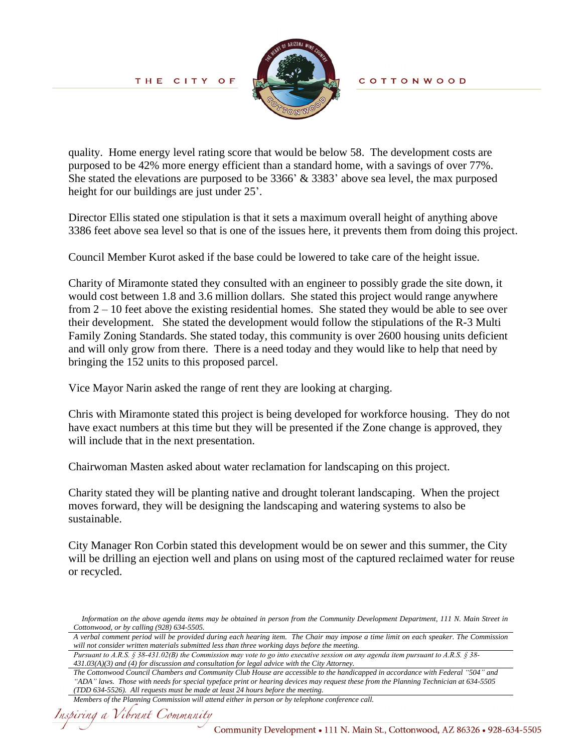quality. Home energy level rating score that would be below 58. The development costs are purposed to be 42% more energy efficient than a standard home, with a savings of over 77%. She stated the elevations are purposed to be 3366' & 3383' above sea level, the max purposed height for our buildings are just under 25'.

Director Ellis stated one stipulation is that it sets a maximum overall height of anything above 3386 feet above sea level so that is one of the issues here, it prevents them from doing this project.

Council Member Kurot asked if the base could be lowered to take care of the height issue.

Charity of Miramonte stated they consulted with an engineer to possibly grade the site down, it would cost between 1.8 and 3.6 million dollars. She stated this project would range anywhere from 2 – 10 feet above the existing residential homes. She stated they would be able to see over their development. She stated the development would follow the stipulations of the R-3 Multi Family Zoning Standards. She stated today, this community is over 2600 housing units deficient and will only grow from there. There is a need today and they would like to help that need by bringing the 152 units to this proposed parcel.

Vice Mayor Narin asked the range of rent they are looking at charging.

Chris with Miramonte stated this project is being developed for workforce housing. They do not have exact numbers at this time but they will be presented if the Zone change is approved, they will include that in the next presentation.

Chairwoman Masten asked about water reclamation for landscaping on this project.

Charity stated they will be planting native and drought tolerant landscaping. When the project moves forward, they will be designing the landscaping and watering systems to also be sustainable.

City Manager Ron Corbin stated this development would be on sewer and this summer, the City will be drilling an ejection well and plans on using most of the captured reclaimed water for reuse or recycled.

*Information on the above agenda items may be obtained in person from the Community Development Department, 111 N. Main Street in Cottonwood, or by calling (928) 634-5505.*

*A verbal comment period will be provided during each hearing item. The Chair may impose a time limit on each speaker. The Commission will not consider written materials submitted less than three working days before the meeting.*

*Pursuant to A.R.S. § 38-431.02(B) the Commission may vote to go into executive session on any agenda item pursuant to A.R.S. § 38-431.03(A)(3) and (4) for discussion and consultation for legal advice with the City Attorney.*

*The Cottonwood Council Chambers and Community Club House are accessible to the handicapped in accordance with Federal "504" and "ADA" laws. Those with needs for special typeface print or hearing devices may request these from the Planning Technician at 634-5505 (TDD 634-5526). All requests must be made at least 24 hours before the meeting.*

*Members of the Planning Commission will attend either in person or by telephone conference call.*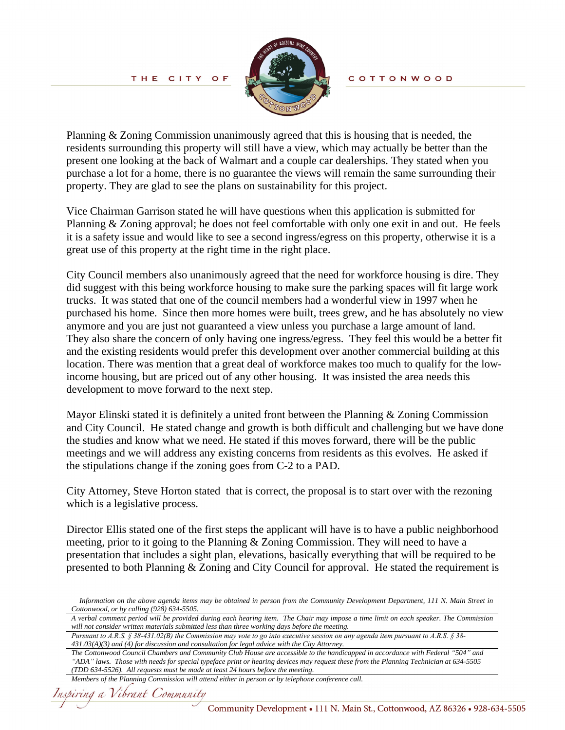Planning & Zoning Commission unanimously agreed that this is housing that is needed, the residents surrounding this property will still have a view, which may actually be better than the present one looking at the back of Walmart and a couple car dealerships. They stated when you purchase a lot for a home, there is no guarantee the views will remain the same surrounding their property. They are glad to see the plans on sustainability for this project.

Vice Chairman Garrison stated he will have questions when this application is submitted for Planning & Zoning approval; he does not feel comfortable with only one exit in and out. He feels it is a safety issue and would like to see a second ingress/egress on this property, otherwise it is a great use of this property at the right time in the right place.

City Council members also unanimously agreed that the need for workforce housing is dire. They did suggest with this being workforce housing to make sure the parking spaces will fit large work trucks. It was stated that one of the council members had a wonderful view in 1997 when he purchased his home. Since then more homes were built, trees grew, and he has absolutely no view anymore and you are just not guaranteed a view unless you purchase a large amount of land. They also share the concern of only having one ingress/egress. They feel this would be a better fit and the existing residents would prefer this development over another commercial building at this location. There was mention that a great deal of workforce makes too much to qualify for the low-income housing, but are priced out of any other housing. It was insisted the area needs this development to move forward to the next step.

Mayor Elinski stated it is definitely a united front between the Planning & Zoning Commission and City Council. He stated change and growth is both difficult and challenging but we have done the studies and know what we need. He stated if this moves forward, there will be the public meetings and we will address any existing concerns from residents as this evolves. He asked if the stipulations change if the zoning goes from C-2 to a PAD.

City Attorney, Steve Horton stated that is correct, the proposal is to start over with the rezoning which is a legislative process.

Director Ellis stated one of the first steps the applicant will have is to have a public neighborhood meeting, prior to it going to the Planning & Zoning Commission. They will need to have a presentation that includes a sight plan, elevations, basically everything that will be required to be presented to both Planning & Zoning and City Council for approval. He stated the requirement is

*Information on the above agenda items may be obtained in person from the Community Development Department, 111 N. Main Street in Cottonwood, or by calling (928) 634-5505.*

*A verbal comment period will be provided during each hearing item. The Chair may impose a time limit on each speaker. The Commission will not consider written materials submitted less than three working days before the meeting.*

*Pursuant to A.R.S. § 38-431.02(B) the Commission may vote to go into executive session on any agenda item pursuant to A.R.S. § 38-431.03(A)(3) and (4) for discussion and consultation for legal advice with the City Attorney.*

*The Cottonwood Council Chambers and Community Club House are accessible to the handicapped in accordance with Federal "504" and "ADA" laws. Those with needs for special typeface print or hearing devices may request these from the Planning Technician at 634-5505 (TDD 634-5526). All requests must be made at least 24 hours before the meeting.*

*Members of the Planning Commission will attend either in person or by telephone conference call.*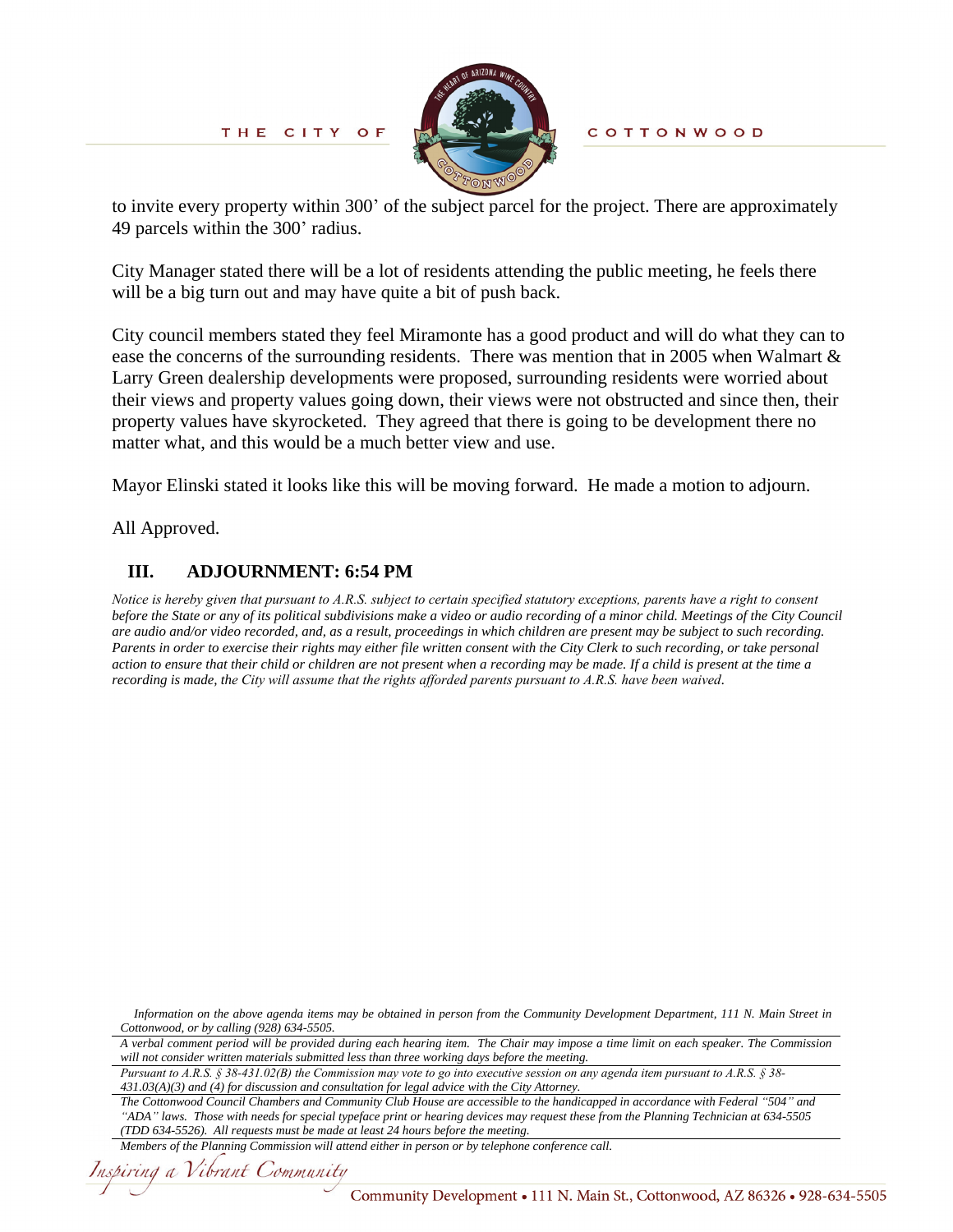to invite every property within 300’ of the subject parcel for the project. There are approximately 49 parcels within the 300’ radius.

City Manager stated there will be a lot of residents attending the public meeting, he feels there will be a big turn out and may have quite a bit of push back.

City council members stated they feel Miramonte has a good product and will do what they can to ease the concerns of the surrounding residents. There was mention that in 2005 when Walmart & Larry Green dealership developments were proposed, surrounding residents were worried about their views and property values going down, their views were not obstructed and since then, their property values have skyrocketed. They agreed that there is going to be development there no matter what, and this would be a much better view and use.

Mayor Elinski stated it looks like this will be moving forward. He made a motion to adjourn.

All Approved.

## III. ADJOURNMENT: 6:54 PM

*Notice is hereby given that pursuant to A.R.S. subject to certain specified statutory exceptions, parents have a right to consent before the State or any of its political subdivisions make a video or audio recording of a minor child. Meetings of the City Council are audio and/or video recorded, and, as a result, proceedings in which children are present may be subject to such recording. Parents in order to exercise their rights may either file written consent with the City Clerk to such recording, or take personal action to ensure that their child or children are not present when a recording may be made. If a child is present at the time a recording is made, the City will assume that the rights afforded parents pursuant to A.R.S. have been waived.*

*Information on the above agenda items may be obtained in person from the Community Development Department, 111 N. Main Street in Cottonwood, or by calling (928) 634-5505.*

*A verbal comment period will be provided during each hearing item. The Chair may impose a time limit on each speaker. The Commission will not consider written materials submitted less than three working days before the meeting.*

*Pursuant to A.R.S. § 38-431.02(B) the Commission may vote to go into executive session on any agenda item pursuant to A.R.S. § 38-431.03(A)(3) and (4) for discussion and consultation for legal advice with the City Attorney.*

*The Cottonwood Council Chambers and Community Club House are accessible to the handicapped in accordance with Federal “504” and “ADA” laws. Those with needs for special typeface print or hearing devices may request these from the Planning Technician at 634-5505 (TDD 634-5526). All requests must be made at least 24 hours before the meeting.*

*Members of the Planning Commission will attend either in person or by telephone conference call.*